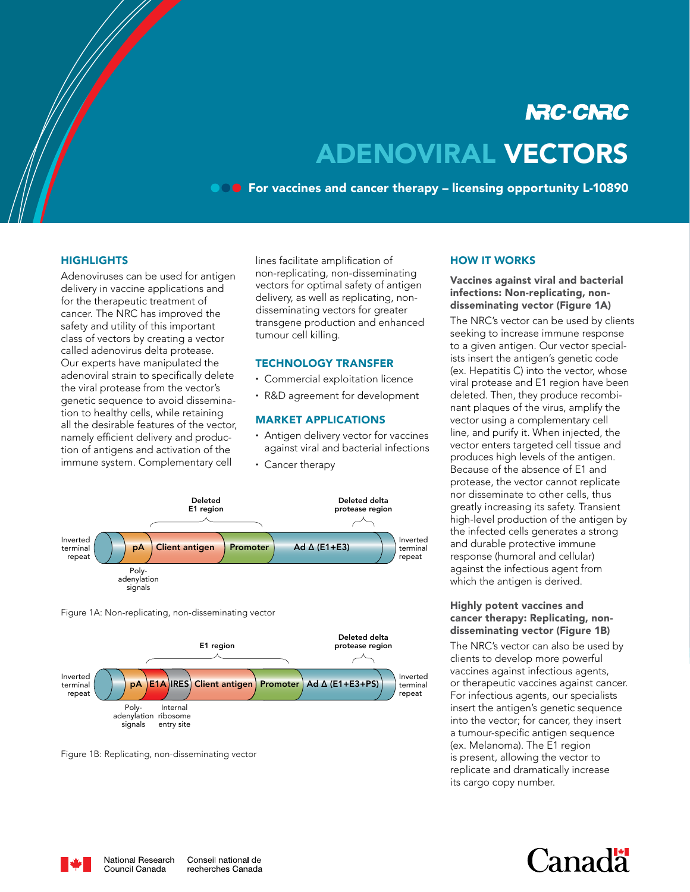# ADENOVIRAL VECTORS

**For vaccines and cancer therapy – licensing opportunity L-10890**

## HIGHLIGHTS

Adenoviruses can be used for antigen delivery in vaccine applications and for the therapeutic treatment of cancer. The NRC has improved the safety and utility of this important class of vectors by creating a vector called adenovirus delta protease. Our experts have manipulated the adenoviral strain to specifically delete the viral protease from the vector's genetic sequence to avoid dissemination to healthy cells, while retaining all the desirable features of the vector, namely efficient delivery and production of antigens and activation of the immune system. Complementary cell lines facilitate amplification of non-replicating, non-disseminating vectors for optimal safety of antigen delivery, as well as replicating, non-disseminating vectors for greater transgene production and enhanced tumour cell killing.

## TECHNOLOGY TRANSFER

- Commercial exploitation licence
- R&D agreement for development

## MARKET APPLICATIONS

- Antigen delivery vector for vaccines against viral and bacterial infections
- Cancer therapy

Inverted terminal repeat | pA | Client antigen | Promoter | Ad Δ (E1+E3) | Inverted terminal repeat

Deleted E1 region; Deleted delta protease region; Poly-adenylation signals

Figure 1A: Non-replicating, non-disseminating vector

Inverted terminal repeat | pA | E1A | IRES | Client antigen | Promoter | Ad Δ (E1+E3+PS) | Inverted terminal repeat

E1 region; Deleted delta protease region; Poly-adenylation signals; Internal ribosome entry site

Figure 1B: Replicating, non-disseminating vector

## HOW IT WORKS

### Vaccines against viral and bacterial infections: Non-replicating, non-disseminating vector (Figure 1A)

The NRC's vector can be used by clients seeking to increase immune response to a given antigen. Our vector specialists insert the antigen's genetic code (ex. Hepatitis C) into the vector, whose viral protease and E1 region have been deleted. Then, they produce recombinant plaques of the virus, amplify the vector using a complementary cell line, and purify it. When injected, the vector enters targeted cell tissue and produces high levels of the antigen. Because of the absence of E1 and protease, the vector cannot replicate nor disseminate to other cells, thus greatly increasing its safety. Transient high-level production of the antigen by the infected cells generates a strong and durable protective immune response (humoral and cellular) against the infectious agent from which the antigen is derived.

### Highly potent vaccines and cancer therapy: Replicating, non-disseminating vector (Figure 1B)

The NRC's vector can also be used by clients to develop more powerful vaccines against infectious agents, or therapeutic vaccines against cancer. For infectious agents, our specialists insert the antigen's genetic sequence into the vector; for cancer, they insert a tumour-specific antigen sequence (ex. Melanoma). The E1 region is present, allowing the vector to replicate and dramatically increase its cargo copy number.

National Research Council Canada | Conseil national de recherches Canada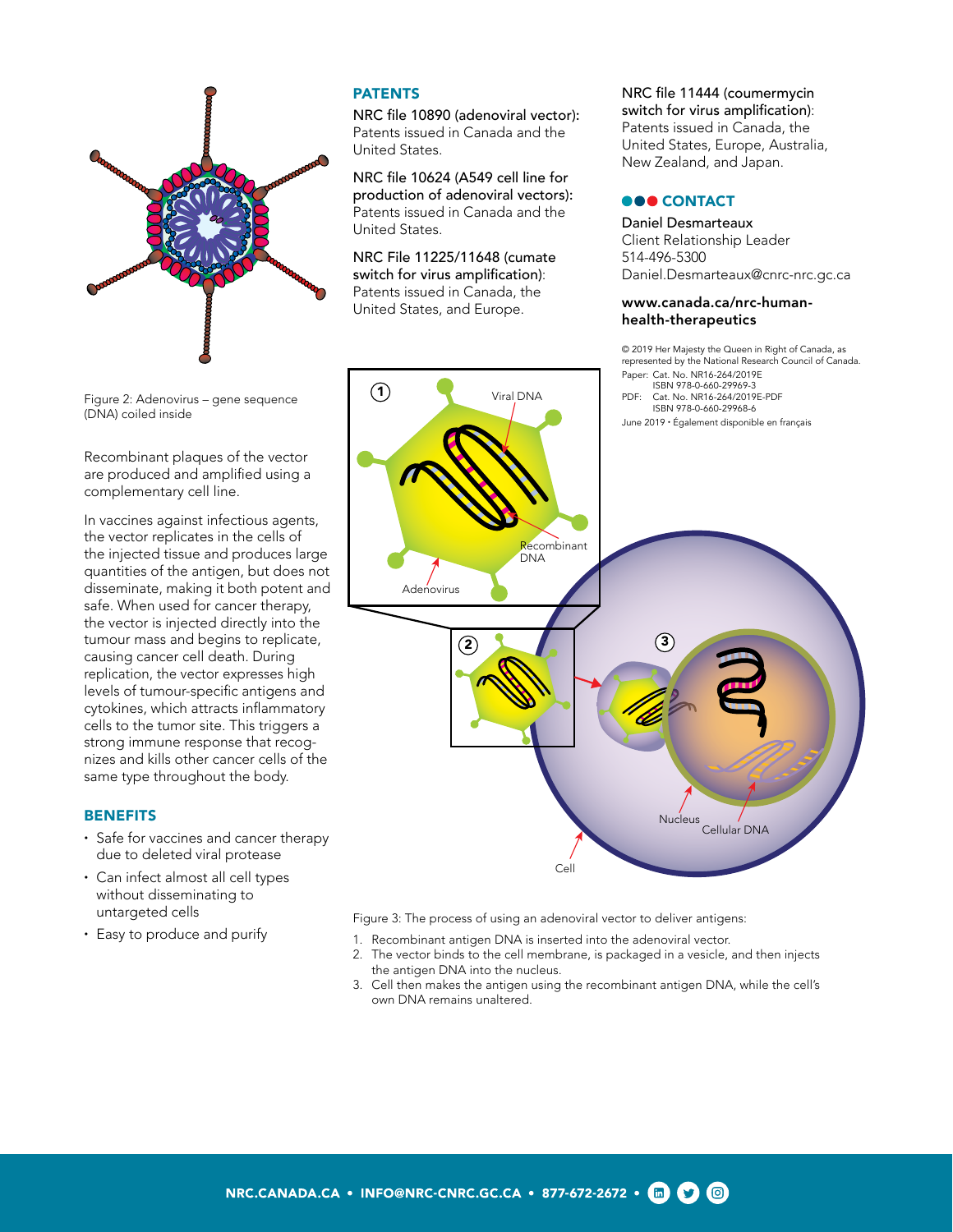Figure 2: Adenovirus – gene sequence (DNA) coiled inside

Recombinant plaques of the vector are produced and amplified using a complementary cell line.

In vaccines against infectious agents, the vector replicates in the cells of the injected tissue and produces large quantities of the antigen, but does not disseminate, making it both potent and safe. When used for cancer therapy, the vector is injected directly into the tumour mass and begins to replicate, causing cancer cell death. During replication, the vector expresses high levels of tumour-specific antigens and cytokines, which attracts inflammatory cells to the tumor site. This triggers a strong immune response that recognizes and kills other cancer cells of the same type throughout the body.

## BENEFITS

- Safe for vaccines and cancer therapy due to deleted viral protease
- Can infect almost all cell types without disseminating to untargeted cells
- Easy to produce and purify

## PATENTS

**NRC file 10890 (adenoviral vector):** Patents issued in Canada and the United States.

**NRC file 10624 (A549 cell line for production of adenoviral vectors):** Patents issued in Canada and the United States.

**NRC File 11225/11648 (cumate switch for virus amplification):** Patents issued in Canada, the United States, and Europe.

**NRC file 11444 (coumermycin switch for virus amplification):** Patents issued in Canada, the United States, Europe, Australia, New Zealand, and Japan.

## CONTACT

**Daniel Desmarteaux**
Client Relationship Leader
514-496-5300
Daniel.Desmarteaux@cnrc-nrc.gc.ca

**www.canada.ca/nrc-human-health-therapeutics**

© 2019 Her Majesty the Queen in Right of Canada, as represented by the National Research Council of Canada.
Paper: Cat. No. NR16-264/2019E
ISBN 978-0-660-29969-3
PDF: Cat. No. NR16-264/2019E-PDF
ISBN 978-0-660-29968-6
June 2019 • Également disponible en français

1
Viral DNA
Recombinant DNA
Adenovirus
2
3
Nucleus
Cellular DNA
Cell

Figure 3: The process of using an adenoviral vector to deliver antigens:

1. Recombinant antigen DNA is inserted into the adenoviral vector.
2. The vector binds to the cell membrane, is packaged in a vesicle, and then injects the antigen DNA into the nucleus.
3. Cell then makes the antigen using the recombinant antigen DNA, while the cell's own DNA remains unaltered.

NRC.CANADA.CA • INFO@NRC-CNRC.GC.CA • 877-672-2672 •